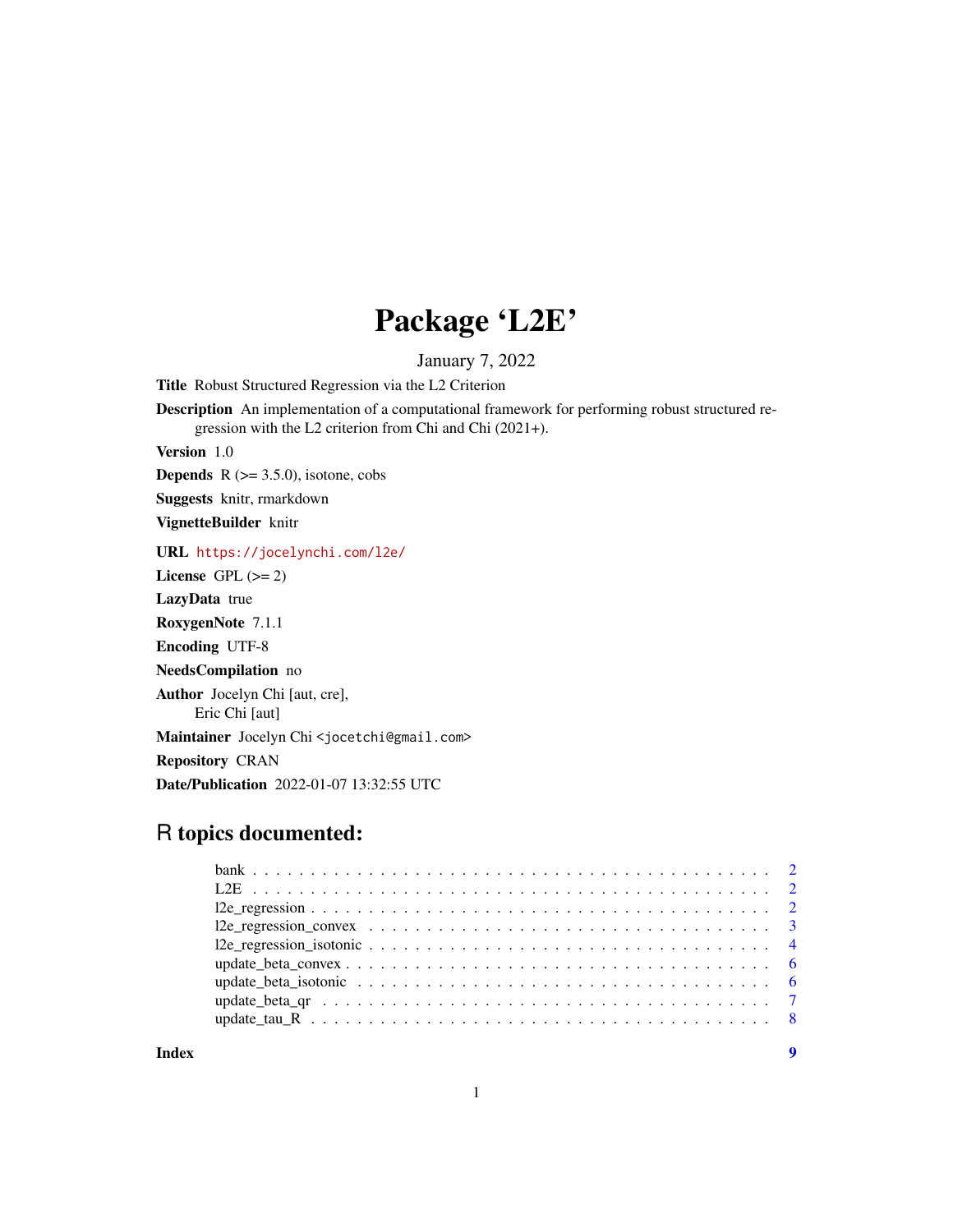# Package 'L2E'

January 7, 2022

**Title** Robust Structured Regression via the L2 Criterion

**Description** An implementation of a computational framework for performing robust structured regression with the L2 criterion from Chi and Chi (2021+).

**Version** 1.0

**Depends** R (>= 3.5.0), isotone, cobs

**Suggests** knitr, rmarkdown

**VignetteBuilder** knitr

**URL** https://jocelynchi.com/l2e/

**License** GPL (>= 2)

**LazyData** true

**RoxygenNote** 7.1.1

**Encoding** UTF-8

**NeedsCompilation** no

**Author** Jocelyn Chi [aut, cre],
Eric Chi [aut]

**Maintainer** Jocelyn Chi <jocetchi@gmail.com>

**Repository** CRAN

**Date/Publication** 2022-01-07 13:32:55 UTC

## R topics documented:

- bank . . . . . . . . . . . . . . . . . . . . . . . . . . . . . . . . . . . . . . . . 2
- L2E . . . . . . . . . . . . . . . . . . . . . . . . . . . . . . . . . . . . . . . . 2
- l2e_regression . . . . . . . . . . . . . . . . . . . . . . . . . . . . . . . . . . . 2
- l2e_regression_convex . . . . . . . . . . . . . . . . . . . . . . . . . . . . . . . 3
- l2e_regression_isotonic . . . . . . . . . . . . . . . . . . . . . . . . . . . . . . 4
- update_beta_convex . . . . . . . . . . . . . . . . . . . . . . . . . . . . . . . . 6
- update_beta_isotonic . . . . . . . . . . . . . . . . . . . . . . . . . . . . . . . 6
- update_beta_qr . . . . . . . . . . . . . . . . . . . . . . . . . . . . . . . . . . 7
- update_tau_R . . . . . . . . . . . . . . . . . . . . . . . . . . . . . . . . . . . 8

**Index** 9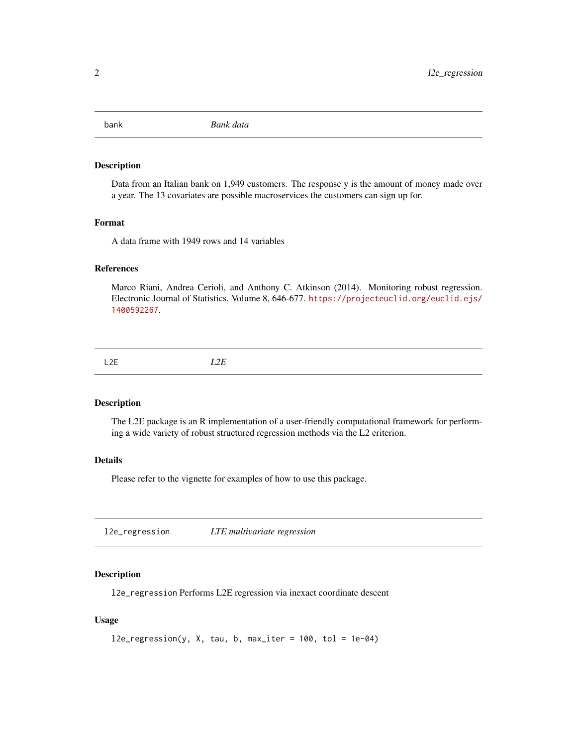## bank — *Bank data*

### Description

Data from an Italian bank on 1,949 customers. The response y is the amount of money made over a year. The 13 covariates are possible macroservices the customers can sign up for.

### Format

A data frame with 1949 rows and 14 variables

### References

Marco Riani, Andrea Cerioli, and Anthony C. Atkinson (2014). Monitoring robust regression. Electronic Journal of Statistics, Volume 8, 646-677. https://projecteuclid.org/euclid.ejs/1400592267.

## L2E — *L2E*

### Description

The L2E package is an R implementation of a user-friendly computational framework for performing a wide variety of robust structured regression methods via the L2 criterion.

### Details

Please refer to the vignette for examples of how to use this package.

## l2e_regression — *LTE multivariate regression*

### Description

`l2e_regression` Performs L2E regression via inexact coordinate descent

### Usage

```
l2e_regression(y, X, tau, b, max_iter = 100, tol = 1e-04)
```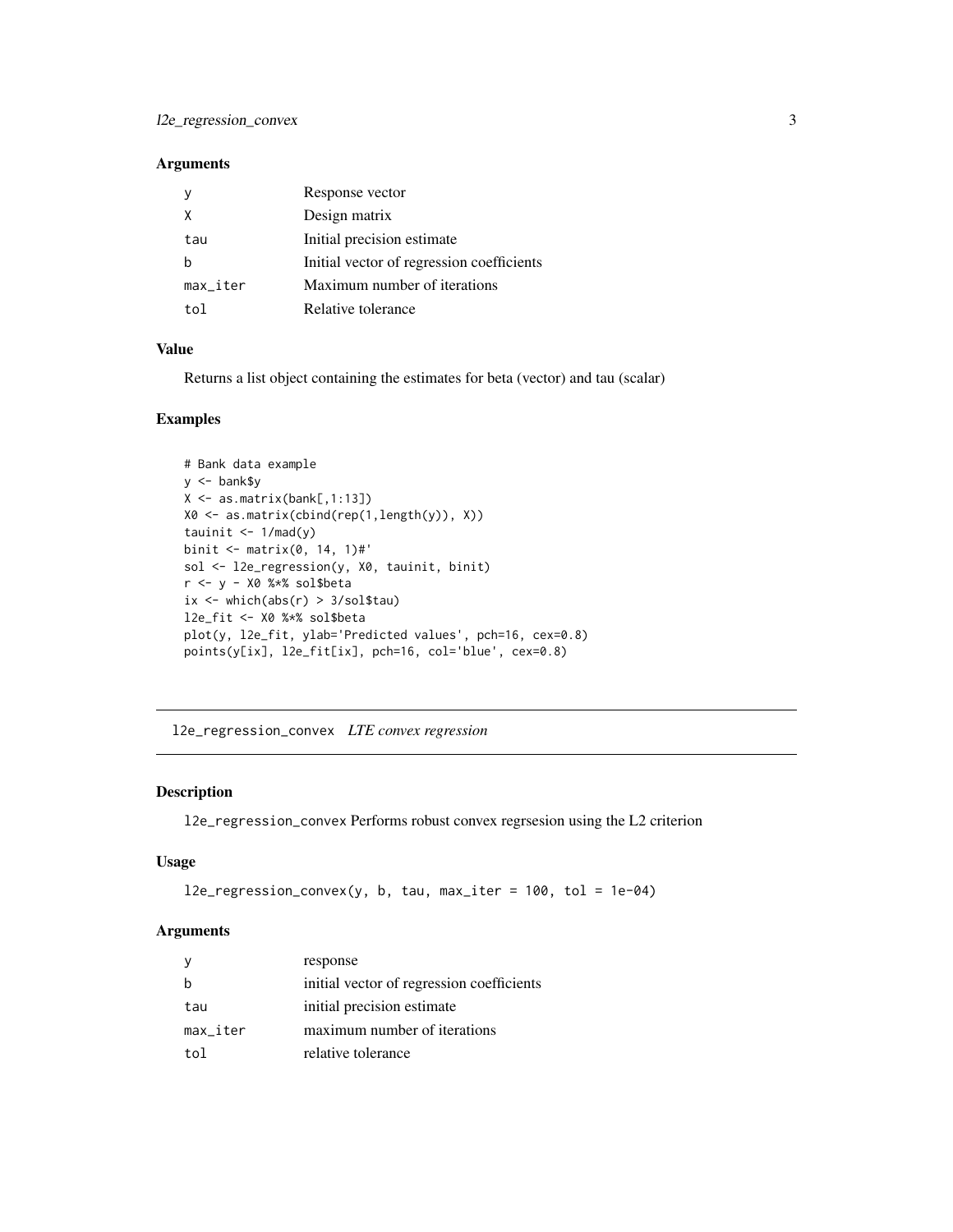### Arguments

| | |
|---|---|
| y | Response vector |
| X | Design matrix |
| tau | Initial precision estimate |
| b | Initial vector of regression coefficients |
| max_iter | Maximum number of iterations |
| tol | Relative tolerance |

### Value

Returns a list object containing the estimates for beta (vector) and tau (scalar)

### Examples

```
# Bank data example
y <- bank$y
X <- as.matrix(bank[,1:13])
X0 <- as.matrix(cbind(rep(1,length(y)), X))
tauinit <- 1/mad(y)
binit <- matrix(0, 14, 1)#'
sol <- l2e_regression(y, X0, tauinit, binit)
r <- y - X0 %*% sol$beta
ix <- which(abs(r) > 3/sol$tau)
l2e_fit <- X0 %*% sol$beta
plot(y, l2e_fit, ylab='Predicted values', pch=16, cex=0.8)
points(y[ix], l2e_fit[ix], pch=16, col='blue', cex=0.8)
```

---

## l2e_regression_convex *LTE convex regression*

### Description

l2e_regression_convex Performs robust convex regrsesion using the L2 criterion

### Usage

```
l2e_regression_convex(y, b, tau, max_iter = 100, tol = 1e-04)
```

### Arguments

| | |
|---|---|
| y | response |
| b | initial vector of regression coefficients |
| tau | initial precision estimate |
| max_iter | maximum number of iterations |
| tol | relative tolerance |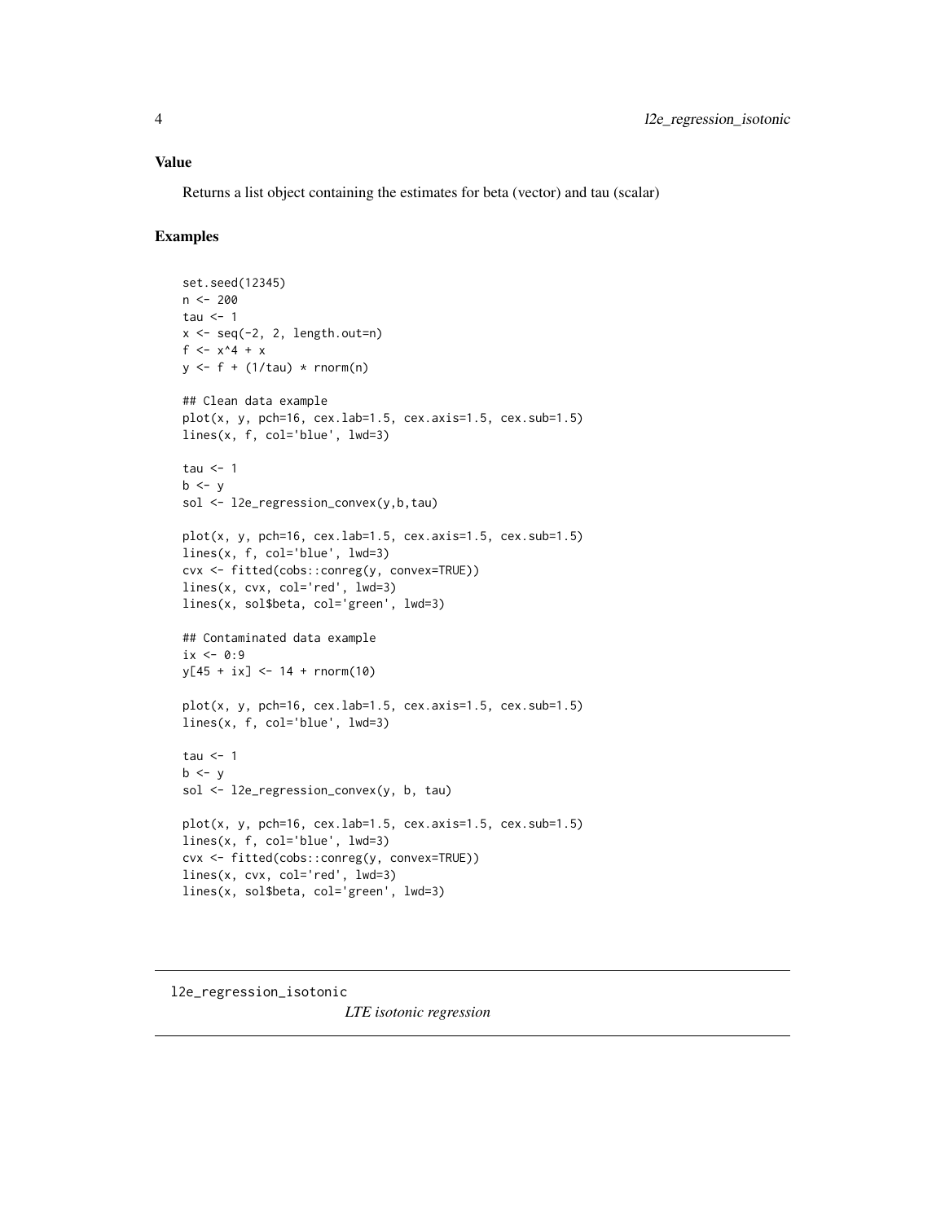### Value

Returns a list object containing the estimates for beta (vector) and tau (scalar)

### Examples

```
set.seed(12345)
n <- 200
tau <- 1
x <- seq(-2, 2, length.out=n)
f <- x^4 + x
y <- f + (1/tau) * rnorm(n)

## Clean data example
plot(x, y, pch=16, cex.lab=1.5, cex.axis=1.5, cex.sub=1.5)
lines(x, f, col='blue', lwd=3)

tau <- 1
b <- y
sol <- l2e_regression_convex(y,b,tau)

plot(x, y, pch=16, cex.lab=1.5, cex.axis=1.5, cex.sub=1.5)
lines(x, f, col='blue', lwd=3)
cvx <- fitted(cobs::conreg(y, convex=TRUE))
lines(x, cvx, col='red', lwd=3)
lines(x, sol$beta, col='green', lwd=3)

## Contaminated data example
ix <- 0:9
y[45 + ix] <- 14 + rnorm(10)

plot(x, y, pch=16, cex.lab=1.5, cex.axis=1.5, cex.sub=1.5)
lines(x, f, col='blue', lwd=3)

tau <- 1
b <- y
sol <- l2e_regression_convex(y, b, tau)

plot(x, y, pch=16, cex.lab=1.5, cex.axis=1.5, cex.sub=1.5)
lines(x, f, col='blue', lwd=3)
cvx <- fitted(cobs::conreg(y, convex=TRUE))
lines(x, cvx, col='red', lwd=3)
lines(x, sol$beta, col='green', lwd=3)
```

---

## l2e_regression_isotonic

*LTE isotonic regression*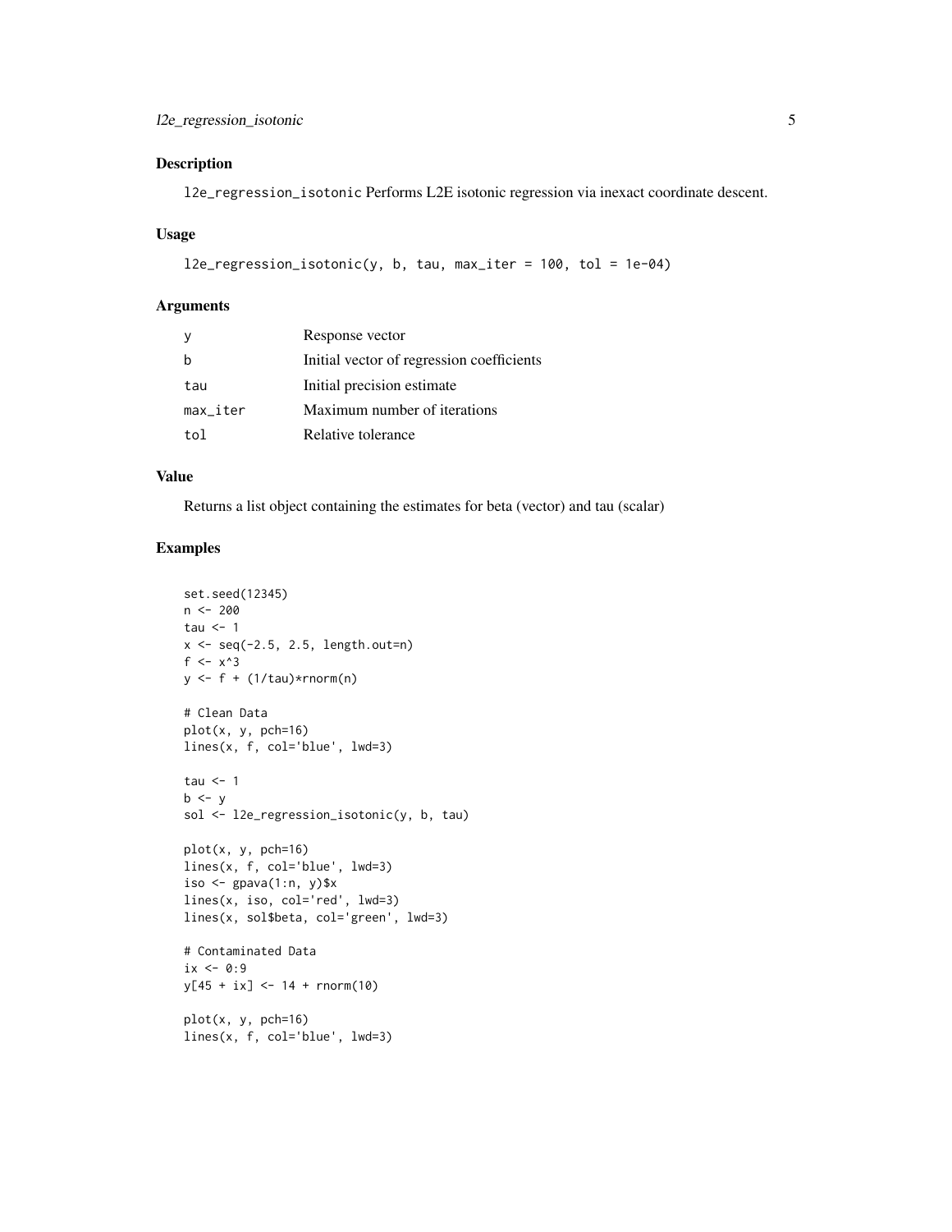### Description

l2e_regression_isotonic Performs L2E isotonic regression via inexact coordinate descent.

### Usage

```
l2e_regression_isotonic(y, b, tau, max_iter = 100, tol = 1e-04)
```

### Arguments

| | |
|---|---|
| y | Response vector |
| b | Initial vector of regression coefficients |
| tau | Initial precision estimate |
| max_iter | Maximum number of iterations |
| tol | Relative tolerance |

### Value

Returns a list object containing the estimates for beta (vector) and tau (scalar)

### Examples

```
set.seed(12345)
n <- 200
tau <- 1
x <- seq(-2.5, 2.5, length.out=n)
f <- x^3
y <- f + (1/tau)*rnorm(n)

# Clean Data
plot(x, y, pch=16)
lines(x, f, col='blue', lwd=3)

tau <- 1
b <- y
sol <- l2e_regression_isotonic(y, b, tau)

plot(x, y, pch=16)
lines(x, f, col='blue', lwd=3)
iso <- gpava(1:n, y)$x
lines(x, iso, col='red', lwd=3)
lines(x, sol$beta, col='green', lwd=3)

# Contaminated Data
ix <- 0:9
y[45 + ix] <- 14 + rnorm(10)

plot(x, y, pch=16)
lines(x, f, col='blue', lwd=3)
```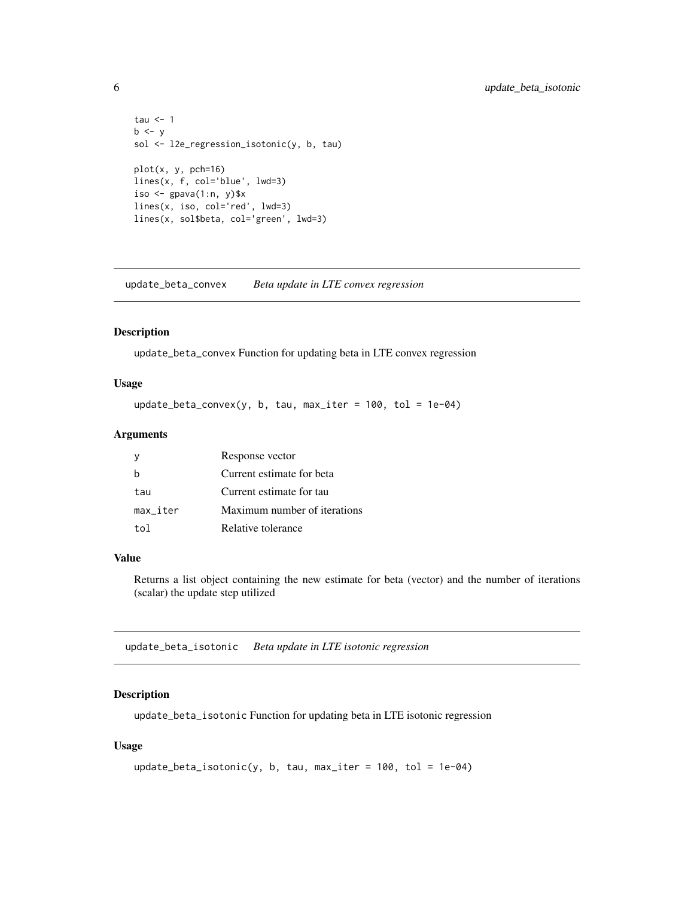```
tau <- 1
b <- y
sol <- l2e_regression_isotonic(y, b, tau)

plot(x, y, pch=16)
lines(x, f, col='blue', lwd=3)
iso <- gpava(1:n, y)$x
lines(x, iso, col='red', lwd=3)
lines(x, sol$beta, col='green', lwd=3)
```

## update_beta_convex *Beta update in LTE convex regression*

### Description

update_beta_convex Function for updating beta in LTE convex regression

### Usage

```
update_beta_convex(y, b, tau, max_iter = 100, tol = 1e-04)
```

### Arguments

| | |
|---|---|
| y | Response vector |
| b | Current estimate for beta |
| tau | Current estimate for tau |
| max_iter | Maximum number of iterations |
| tol | Relative tolerance |

### Value

Returns a list object containing the new estimate for beta (vector) and the number of iterations (scalar) the update step utilized

## update_beta_isotonic *Beta update in LTE isotonic regression*

### Description

update_beta_isotonic Function for updating beta in LTE isotonic regression

### Usage

```
update_beta_isotonic(y, b, tau, max_iter = 100, tol = 1e-04)
```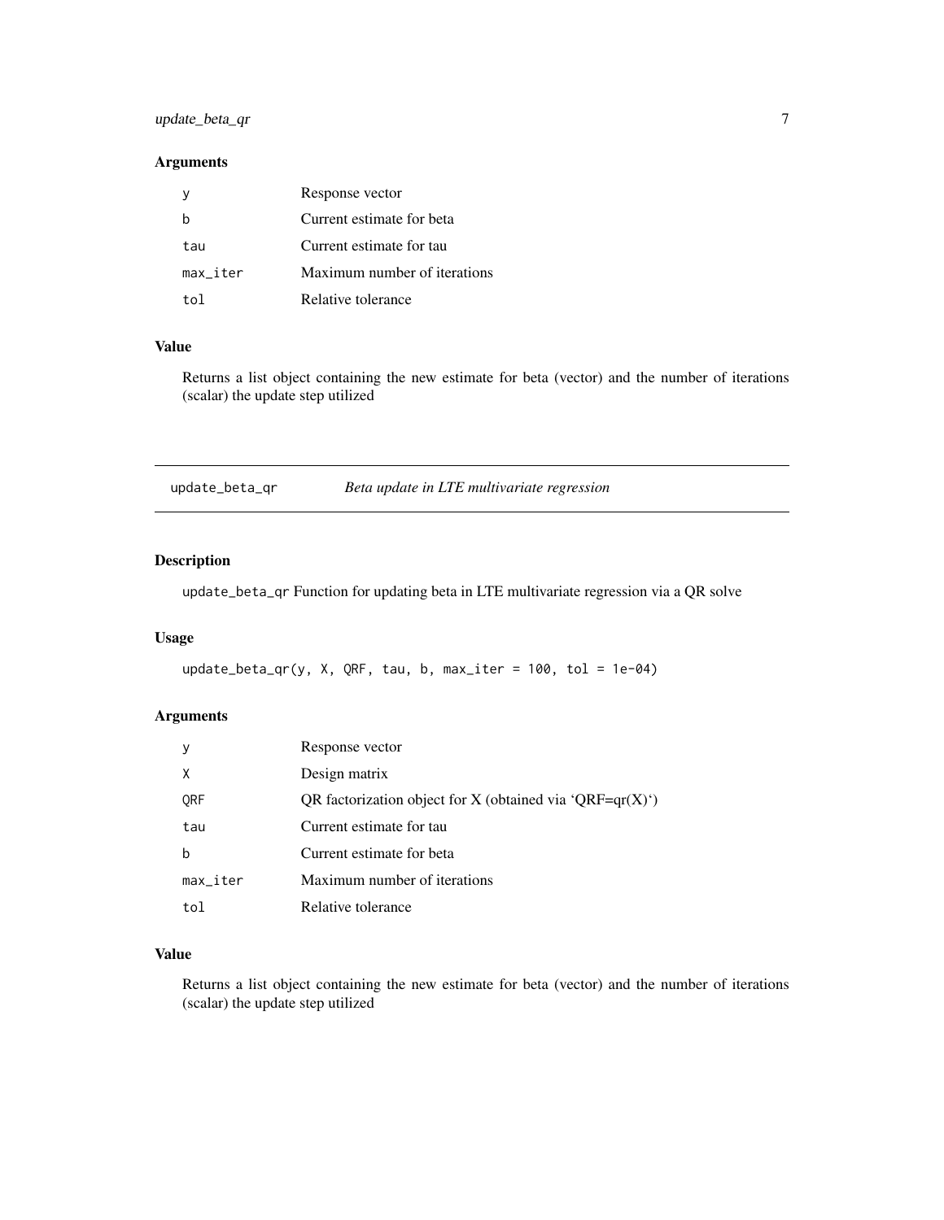### Arguments

| | |
|---|---|
| y | Response vector |
| b | Current estimate for beta |
| tau | Current estimate for tau |
| max_iter | Maximum number of iterations |
| tol | Relative tolerance |

### Value

Returns a list object containing the new estimate for beta (vector) and the number of iterations (scalar) the update step utilized

---

## update_beta_qr    *Beta update in LTE multivariate regression*

---

### Description

update_beta_qr Function for updating beta in LTE multivariate regression via a QR solve

### Usage

```
update_beta_qr(y, X, QRF, tau, b, max_iter = 100, tol = 1e-04)
```

### Arguments

| | |
|---|---|
| y | Response vector |
| X | Design matrix |
| QRF | QR factorization object for X (obtained via ‘QRF=qr(X)‘) |
| tau | Current estimate for tau |
| b | Current estimate for beta |
| max_iter | Maximum number of iterations |
| tol | Relative tolerance |

### Value

Returns a list object containing the new estimate for beta (vector) and the number of iterations (scalar) the update step utilized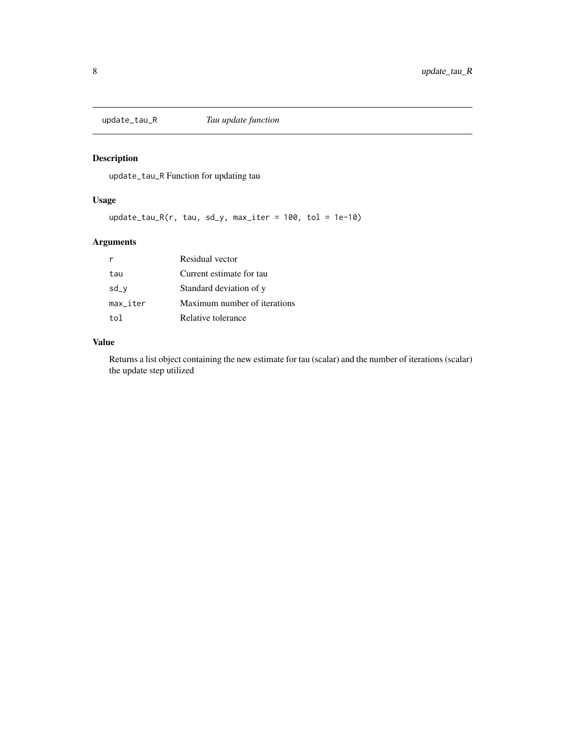## update_tau_R *Tau update function*

### Description

update_tau_R Function for updating tau

### Usage

```
update_tau_R(r, tau, sd_y, max_iter = 100, tol = 1e-10)
```

### Arguments

| | |
|---|---|
| r | Residual vector |
| tau | Current estimate for tau |
| sd_y | Standard deviation of y |
| max_iter | Maximum number of iterations |
| tol | Relative tolerance |

### Value

Returns a list object containing the new estimate for tau (scalar) and the number of iterations (scalar) the update step utilized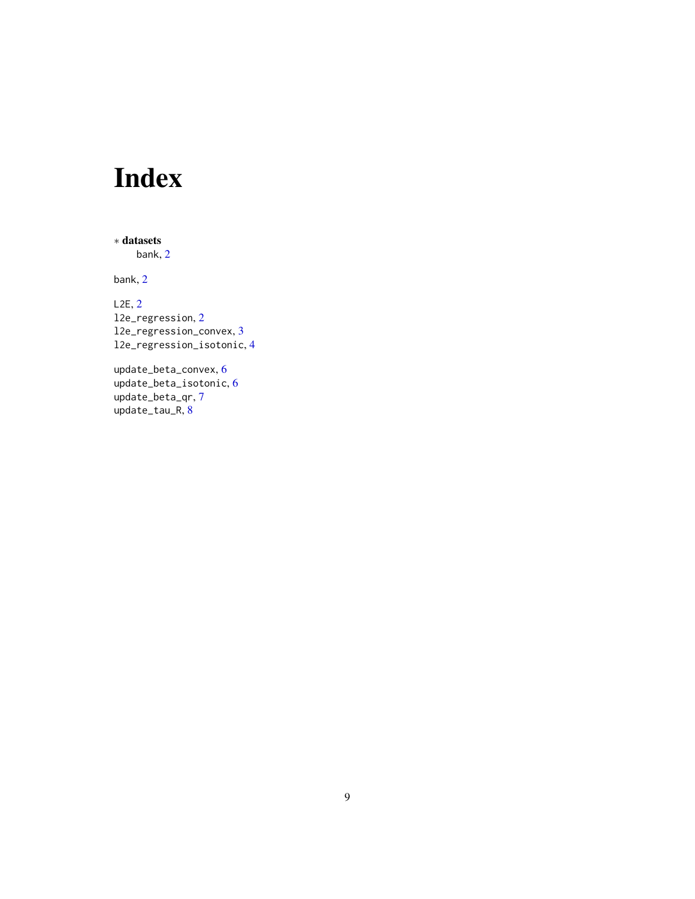# Index

∗ **datasets**
    bank, 2

bank, 2

L2E, 2
l2e_regression, 2
l2e_regression_convex, 3
l2e_regression_isotonic, 4

update_beta_convex, 6
update_beta_isotonic, 6
update_beta_qr, 7
update_tau_R, 8